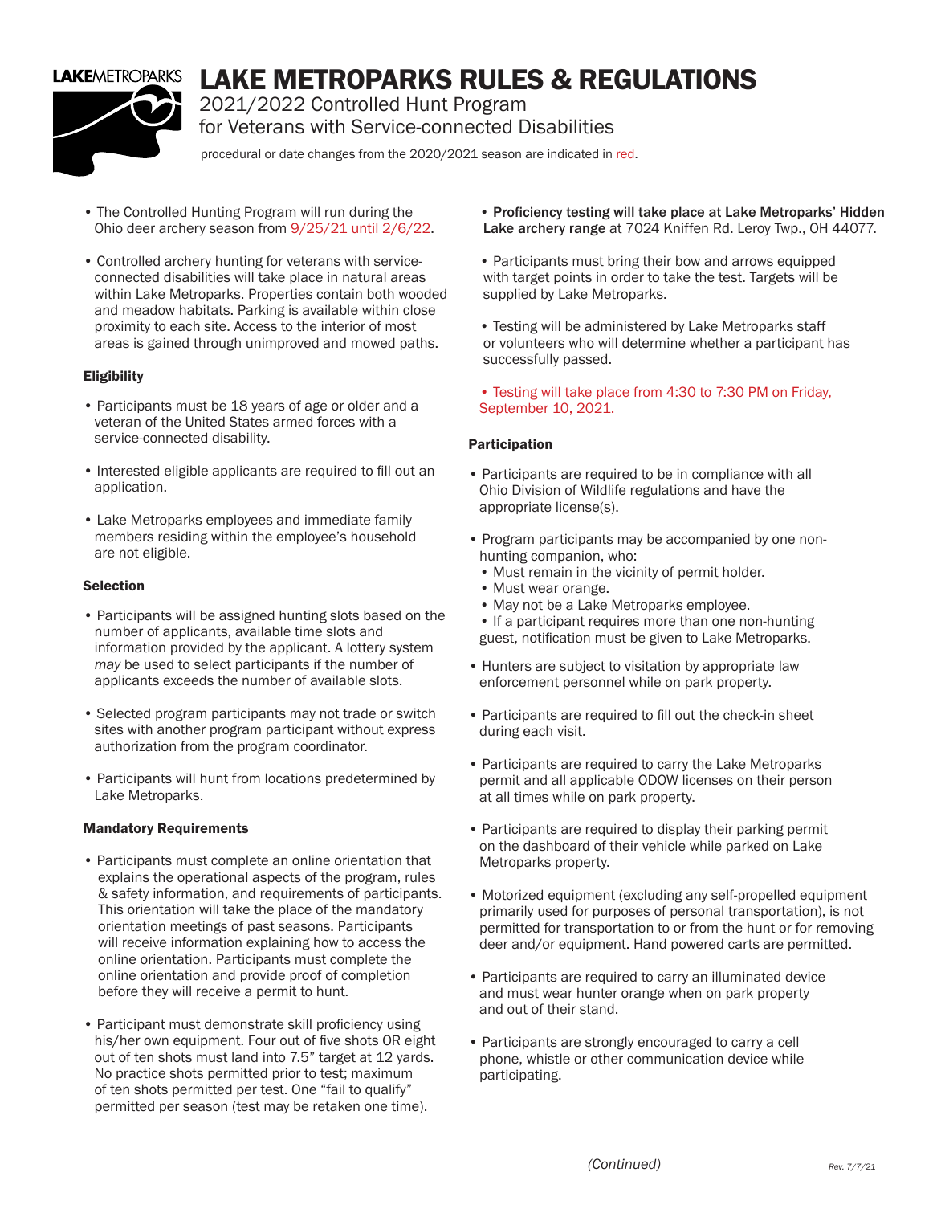# LAKE METROPARKS RULES & REGULATIONS

2021/2022 Controlled Hunt Program
for Veterans with Service-connected Disabilities

procedural or date changes from the 2020/2021 season are indicated in red.

- The Controlled Hunting Program will run during the Ohio deer archery season from 9/25/21 until 2/6/22.
- Controlled archery hunting for veterans with service-connected disabilities will take place in natural areas within Lake Metroparks. Properties contain both wooded and meadow habitats. Parking is available within close proximity to each site. Access to the interior of most areas is gained through unimproved and mowed paths.

### Eligibility

- Participants must be 18 years of age or older and a veteran of the United States armed forces with a service-connected disability.
- Interested eligible applicants are required to fill out an application.
- Lake Metroparks employees and immediate family members residing within the employee's household are not eligible.

### Selection

- Participants will be assigned hunting slots based on the number of applicants, available time slots and information provided by the applicant. A lottery system *may* be used to select participants if the number of applicants exceeds the number of available slots.
- Selected program participants may not trade or switch sites with another program participant without express authorization from the program coordinator.
- Participants will hunt from locations predetermined by Lake Metroparks.

### Mandatory Requirements

- Participants must complete an online orientation that explains the operational aspects of the program, rules & safety information, and requirements of participants. This orientation will take the place of the mandatory orientation meetings of past seasons. Participants will receive information explaining how to access the online orientation. Participants must complete the online orientation and provide proof of completion before they will receive a permit to hunt.
- Participant must demonstrate skill proficiency using his/her own equipment. Four out of five shots OR eight out of ten shots must land into 7.5" target at 12 yards. No practice shots permitted prior to test; maximum of ten shots permitted per test. One "fail to qualify" permitted per season (test may be retaken one time).
- **Proficiency testing will take place at Lake Metroparks' Hidden Lake archery range** at 7024 Kniffen Rd. Leroy Twp., OH 44077.
- Participants must bring their bow and arrows equipped with target points in order to take the test. Targets will be supplied by Lake Metroparks.
- Testing will be administered by Lake Metroparks staff or volunteers who will determine whether a participant has successfully passed.
- Testing will take place from 4:30 to 7:30 PM on Friday, September 10, 2021.

### Participation

- Participants are required to be in compliance with all Ohio Division of Wildlife regulations and have the appropriate license(s).
- Program participants may be accompanied by one non-hunting companion, who:
  - Must remain in the vicinity of permit holder.
  - Must wear orange.
  - May not be a Lake Metroparks employee.
  - If a participant requires more than one non-hunting guest, notification must be given to Lake Metroparks.
- Hunters are subject to visitation by appropriate law enforcement personnel while on park property.
- Participants are required to fill out the check-in sheet during each visit.
- Participants are required to carry the Lake Metroparks permit and all applicable ODOW licenses on their person at all times while on park property.
- Participants are required to display their parking permit on the dashboard of their vehicle while parked on Lake Metroparks property.
- Motorized equipment (excluding any self-propelled equipment primarily used for purposes of personal transportation), is not permitted for transportation to or from the hunt or for removing deer and/or equipment. Hand powered carts are permitted.
- Participants are required to carry an illuminated device and must wear hunter orange when on park property and out of their stand.
- Participants are strongly encouraged to carry a cell phone, whistle or other communication device while participating.

*(Continued)*

*Rev. 7/7/21*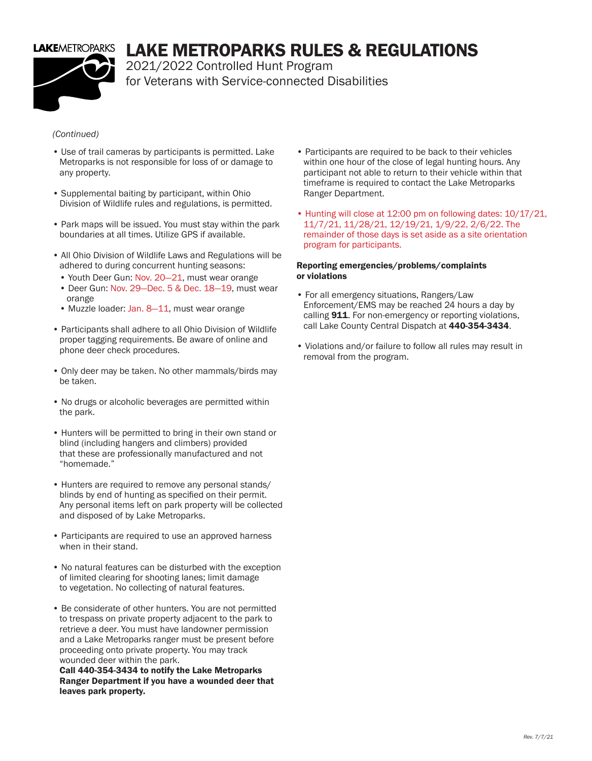# LAKE METROPARKS RULES & REGULATIONS

2021/2022 Controlled Hunt Program
for Veterans with Service-connected Disabilities

*(Continued)*

- Use of trail cameras by participants is permitted. Lake Metroparks is not responsible for loss of or damage to any property.
- Supplemental baiting by participant, within Ohio Division of Wildlife rules and regulations, is permitted.
- Park maps will be issued. You must stay within the park boundaries at all times. Utilize GPS if available.
- All Ohio Division of Wildlife Laws and Regulations will be adhered to during concurrent hunting seasons:
  - Youth Deer Gun: Nov. 20—21, must wear orange
  - Deer Gun: Nov. 29—Dec. 5 & Dec. 18—19, must wear orange
  - Muzzle loader: Jan. 8—11, must wear orange
- Participants shall adhere to all Ohio Division of Wildlife proper tagging requirements. Be aware of online and phone deer check procedures.
- Only deer may be taken. No other mammals/birds may be taken.
- No drugs or alcoholic beverages are permitted within the park.
- Hunters will be permitted to bring in their own stand or blind (including hangers and climbers) provided that these are professionally manufactured and not "homemade."
- Hunters are required to remove any personal stands/ blinds by end of hunting as specified on their permit. Any personal items left on park property will be collected and disposed of by Lake Metroparks.
- Participants are required to use an approved harness when in their stand.
- No natural features can be disturbed with the exception of limited clearing for shooting lanes; limit damage to vegetation. No collecting of natural features.
- Be considerate of other hunters. You are not permitted to trespass on private property adjacent to the park to retrieve a deer. You must have landowner permission and a Lake Metroparks ranger must be present before proceeding onto private property. You may track wounded deer within the park.
  **Call 440-354-3434 to notify the Lake Metroparks Ranger Department if you have a wounded deer that leaves park property.**
- Participants are required to be back to their vehicles within one hour of the close of legal hunting hours. Any participant not able to return to their vehicle within that timeframe is required to contact the Lake Metroparks Ranger Department.
- Hunting will close at 12:00 pm on following dates: 10/17/21, 11/7/21, 11/28/21, 12/19/21, 1/9/22, 2/6/22. The remainder of those days is set aside as a site orientation program for participants.

**Reporting emergencies/problems/complaints or violations**

- For all emergency situations, Rangers/Law Enforcement/EMS may be reached 24 hours a day by calling **911**. For non-emergency or reporting violations, call Lake County Central Dispatch at **440-354-3434**.
- Violations and/or failure to follow all rules may result in removal from the program.

*Rev. 7/7/21*